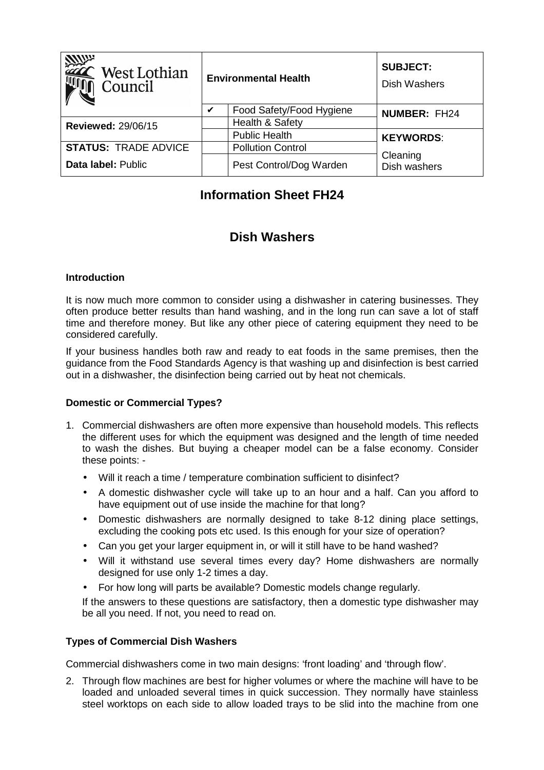| West Lothian Council | Environmental Health | | SUBJECT: Dish Washers |
|---|---|---|---|
| | ✔ | Food Safety/Food Hygiene | **NUMBER:** FH24 |
| **Reviewed:** 29/06/15 | | Health & Safety | |
| | | Public Health | **KEYWORDS**: |
| **STATUS:** TRADE ADVICE | | Pollution Control | Cleaning |
| **Data label:** Public | | Pest Control/Dog Warden | Dish washers |

# Information Sheet FH24

# Dish Washers

### Introduction

It is now much more common to consider using a dishwasher in catering businesses. They often produce better results than hand washing, and in the long run can save a lot of staff time and therefore money. But like any other piece of catering equipment they need to be considered carefully.

If your business handles both raw and ready to eat foods in the same premises, then the guidance from the Food Standards Agency is that washing up and disinfection is best carried out in a dishwasher, the disinfection being carried out by heat not chemicals.

### Domestic or Commercial Types?

1. Commercial dishwashers are often more expensive than household models. This reflects the different uses for which the equipment was designed and the length of time needed to wash the dishes. But buying a cheaper model can be a false economy. Consider these points: -

   - Will it reach a time / temperature combination sufficient to disinfect?
   - A domestic dishwasher cycle will take up to an hour and a half. Can you afford to have equipment out of use inside the machine for that long?
   - Domestic dishwashers are normally designed to take 8-12 dining place settings, excluding the cooking pots etc used. Is this enough for your size of operation?
   - Can you get your larger equipment in, or will it still have to be hand washed?
   - Will it withstand use several times every day? Home dishwashers are normally designed for use only 1-2 times a day.
   - For how long will parts be available? Domestic models change regularly.

   If the answers to these questions are satisfactory, then a domestic type dishwasher may be all you need. If not, you need to read on.

### Types of Commercial Dish Washers

Commercial dishwashers come in two main designs: 'front loading' and 'through flow'.

2. Through flow machines are best for higher volumes or where the machine will have to be loaded and unloaded several times in quick succession. They normally have stainless steel worktops on each side to allow loaded trays to be slid into the machine from one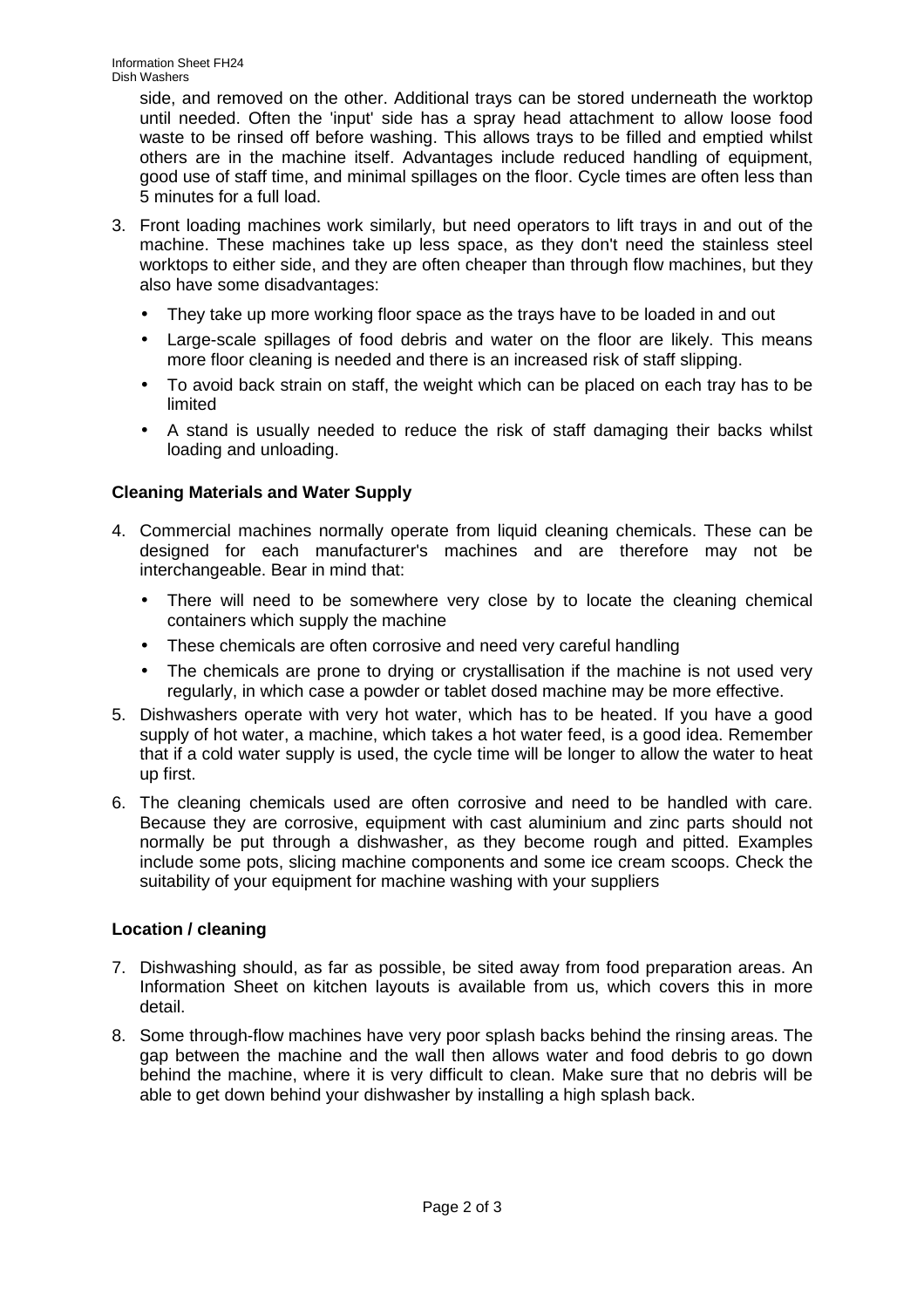side, and removed on the other. Additional trays can be stored underneath the worktop until needed. Often the 'input' side has a spray head attachment to allow loose food waste to be rinsed off before washing. This allows trays to be filled and emptied whilst others are in the machine itself. Advantages include reduced handling of equipment, good use of staff time, and minimal spillages on the floor. Cycle times are often less than 5 minutes for a full load.

3. Front loading machines work similarly, but need operators to lift trays in and out of the machine. These machines take up less space, as they don't need the stainless steel worktops to either side, and they are often cheaper than through flow machines, but they also have some disadvantages:
   - They take up more working floor space as the trays have to be loaded in and out
   - Large-scale spillages of food debris and water on the floor are likely. This means more floor cleaning is needed and there is an increased risk of staff slipping.
   - To avoid back strain on staff, the weight which can be placed on each tray has to be limited
   - A stand is usually needed to reduce the risk of staff damaging their backs whilst loading and unloading.

**Cleaning Materials and Water Supply**

4. Commercial machines normally operate from liquid cleaning chemicals. These can be designed for each manufacturer's machines and are therefore may not be interchangeable. Bear in mind that:
   - There will need to be somewhere very close by to locate the cleaning chemical containers which supply the machine
   - These chemicals are often corrosive and need very careful handling
   - The chemicals are prone to drying or crystallisation if the machine is not used very regularly, in which case a powder or tablet dosed machine may be more effective.
5. Dishwashers operate with very hot water, which has to be heated. If you have a good supply of hot water, a machine, which takes a hot water feed, is a good idea. Remember that if a cold water supply is used, the cycle time will be longer to allow the water to heat up first.
6. The cleaning chemicals used are often corrosive and need to be handled with care. Because they are corrosive, equipment with cast aluminium and zinc parts should not normally be put through a dishwasher, as they become rough and pitted. Examples include some pots, slicing machine components and some ice cream scoops. Check the suitability of your equipment for machine washing with your suppliers

**Location / cleaning**

7. Dishwashing should, as far as possible, be sited away from food preparation areas. An Information Sheet on kitchen layouts is available from us, which covers this in more detail.
8. Some through-flow machines have very poor splash backs behind the rinsing areas. The gap between the machine and the wall then allows water and food debris to go down behind the machine, where it is very difficult to clean. Make sure that no debris will be able to get down behind your dishwasher by installing a high splash back.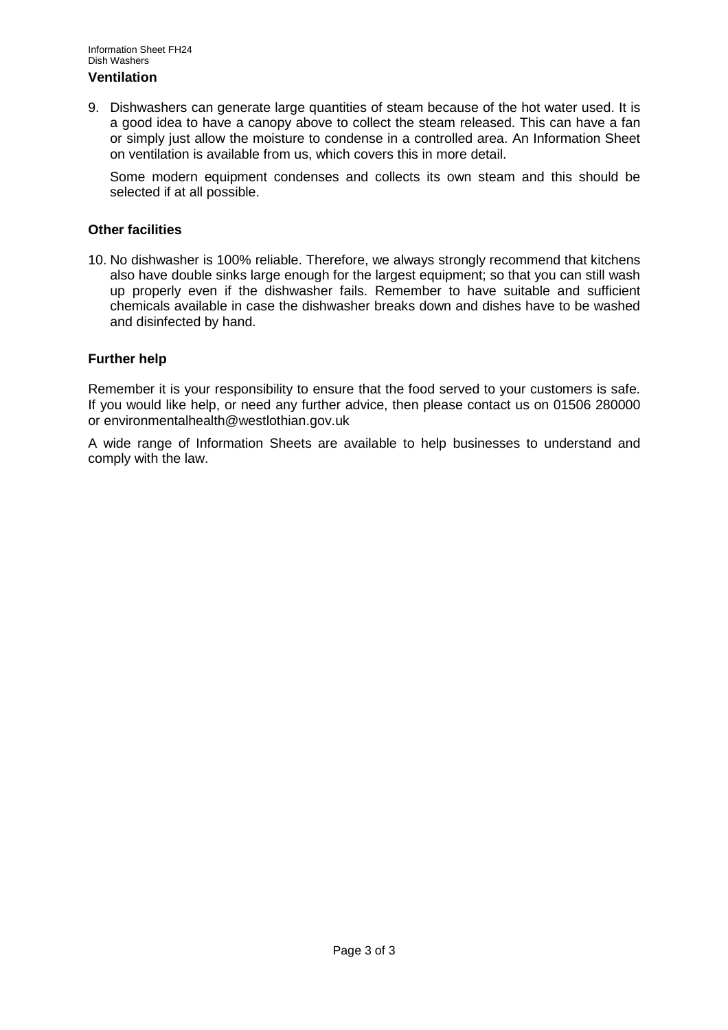## Ventilation

9. Dishwashers can generate large quantities of steam because of the hot water used. It is a good idea to have a canopy above to collect the steam released. This can have a fan or simply just allow the moisture to condense in a controlled area. An Information Sheet on ventilation is available from us, which covers this in more detail.

   Some modern equipment condenses and collects its own steam and this should be selected if at all possible.

## Other facilities

10. No dishwasher is 100% reliable. Therefore, we always strongly recommend that kitchens also have double sinks large enough for the largest equipment; so that you can still wash up properly even if the dishwasher fails. Remember to have suitable and sufficient chemicals available in case the dishwasher breaks down and dishes have to be washed and disinfected by hand.

## Further help

Remember it is your responsibility to ensure that the food served to your customers is safe. If you would like help, or need any further advice, then please contact us on 01506 280000 or environmentalhealth@westlothian.gov.uk

A wide range of Information Sheets are available to help businesses to understand and comply with the law.